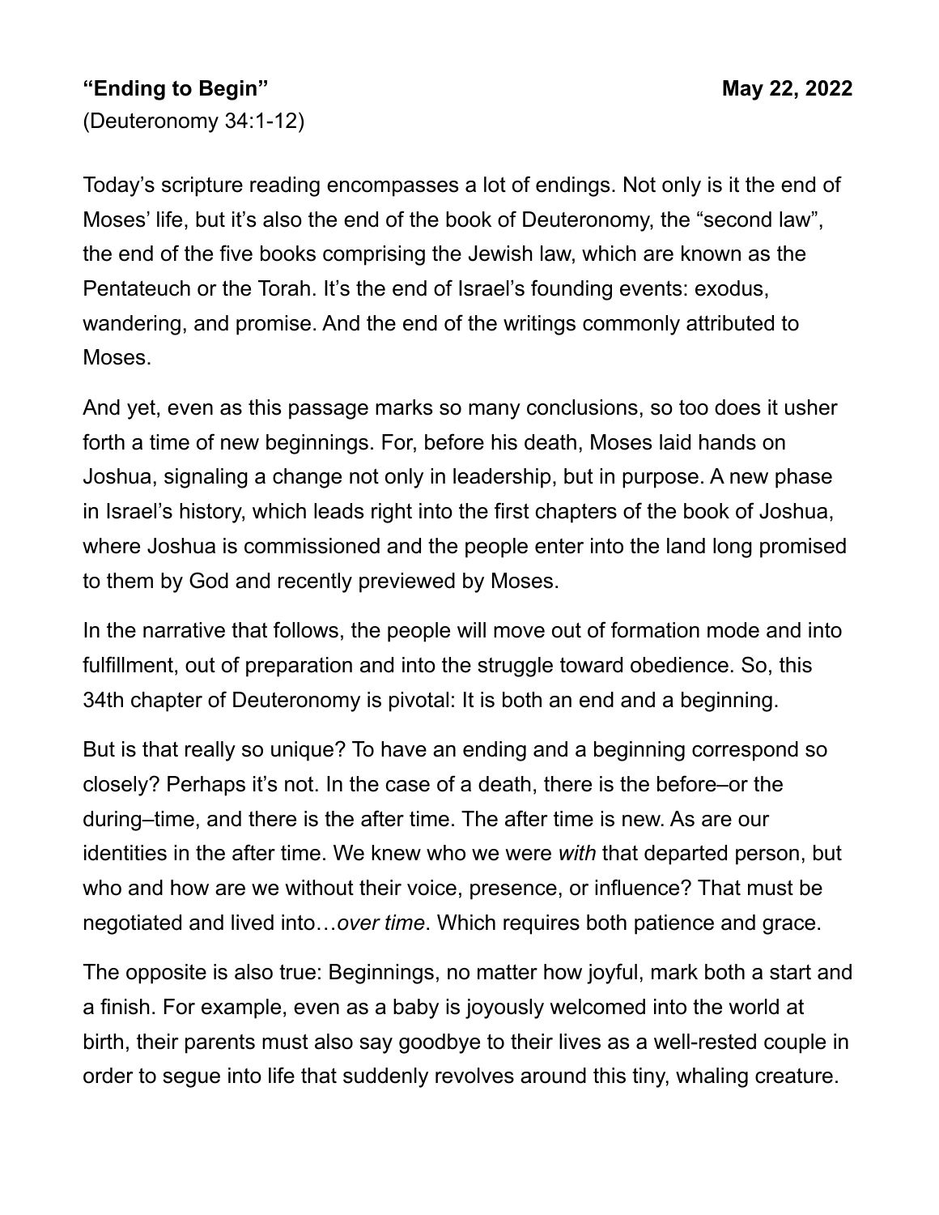**“Ending to Begin”** **May 22, 2022**
(Deuteronomy 34:1-12)

Today’s scripture reading encompasses a lot of endings. Not only is it the end of Moses’ life, but it’s also the end of the book of Deuteronomy, the “second law”, the end of the five books comprising the Jewish law, which are known as the Pentateuch or the Torah. It’s the end of Israel’s founding events: exodus, wandering, and promise. And the end of the writings commonly attributed to Moses.

And yet, even as this passage marks so many conclusions, so too does it usher forth a time of new beginnings. For, before his death, Moses laid hands on Joshua, signaling a change not only in leadership, but in purpose. A new phase in Israel’s history, which leads right into the first chapters of the book of Joshua, where Joshua is commissioned and the people enter into the land long promised to them by God and recently previewed by Moses.

In the narrative that follows, the people will move out of formation mode and into fulfillment, out of preparation and into the struggle toward obedience. So, this 34th chapter of Deuteronomy is pivotal: It is both an end and a beginning.

But is that really so unique? To have an ending and a beginning correspond so closely? Perhaps it’s not. In the case of a death, there is the before–or the during–time, and there is the after time. The after time is new. As are our identities in the after time. We knew who we were *with* that departed person, but who and how are we without their voice, presence, or influence? That must be negotiated and lived into…*over time*. Which requires both patience and grace.

The opposite is also true: Beginnings, no matter how joyful, mark both a start and a finish. For example, even as a baby is joyously welcomed into the world at birth, their parents must also say goodbye to their lives as a well-rested couple in order to segue into life that suddenly revolves around this tiny, whaling creature.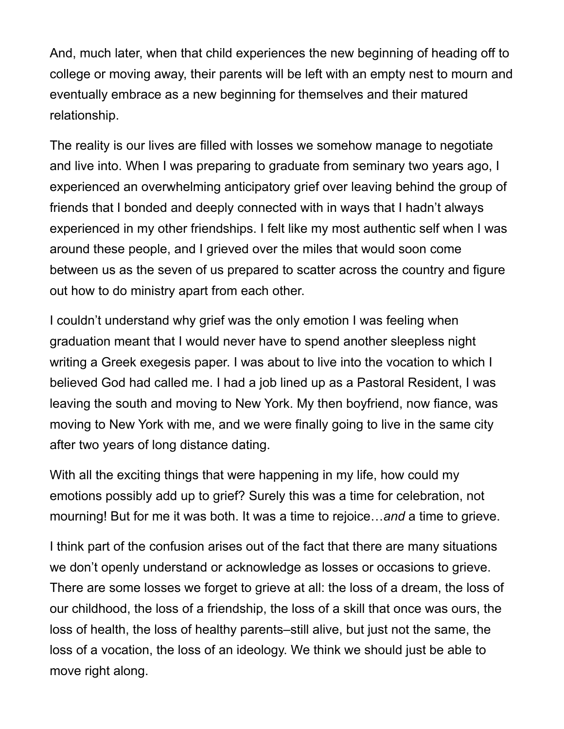And, much later, when that child experiences the new beginning of heading off to college or moving away, their parents will be left with an empty nest to mourn and eventually embrace as a new beginning for themselves and their matured relationship.

The reality is our lives are filled with losses we somehow manage to negotiate and live into. When I was preparing to graduate from seminary two years ago, I experienced an overwhelming anticipatory grief over leaving behind the group of friends that I bonded and deeply connected with in ways that I hadn't always experienced in my other friendships. I felt like my most authentic self when I was around these people, and I grieved over the miles that would soon come between us as the seven of us prepared to scatter across the country and figure out how to do ministry apart from each other.

I couldn't understand why grief was the only emotion I was feeling when graduation meant that I would never have to spend another sleepless night writing a Greek exegesis paper. I was about to live into the vocation to which I believed God had called me. I had a job lined up as a Pastoral Resident, I was leaving the south and moving to New York. My then boyfriend, now fiance, was moving to New York with me, and we were finally going to live in the same city after two years of long distance dating.

With all the exciting things that were happening in my life, how could my emotions possibly add up to grief? Surely this was a time for celebration, not mourning! But for me it was both. It was a time to rejoice…*and* a time to grieve.

I think part of the confusion arises out of the fact that there are many situations we don't openly understand or acknowledge as losses or occasions to grieve. There are some losses we forget to grieve at all: the loss of a dream, the loss of our childhood, the loss of a friendship, the loss of a skill that once was ours, the loss of health, the loss of healthy parents–still alive, but just not the same, the loss of a vocation, the loss of an ideology. We think we should just be able to move right along.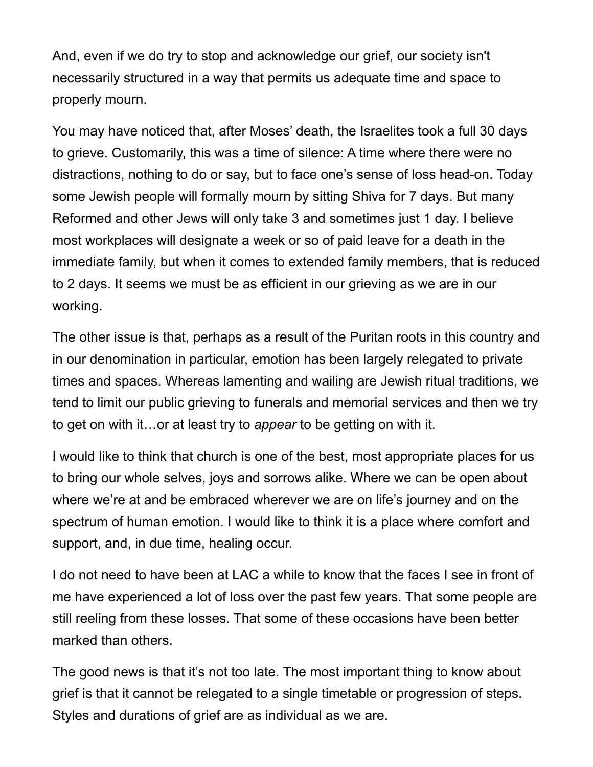And, even if we do try to stop and acknowledge our grief, our society isn't necessarily structured in a way that permits us adequate time and space to properly mourn.

You may have noticed that, after Moses' death, the Israelites took a full 30 days to grieve. Customarily, this was a time of silence: A time where there were no distractions, nothing to do or say, but to face one's sense of loss head-on. Today some Jewish people will formally mourn by sitting Shiva for 7 days. But many Reformed and other Jews will only take 3 and sometimes just 1 day. I believe most workplaces will designate a week or so of paid leave for a death in the immediate family, but when it comes to extended family members, that is reduced to 2 days. It seems we must be as efficient in our grieving as we are in our working.

The other issue is that, perhaps as a result of the Puritan roots in this country and in our denomination in particular, emotion has been largely relegated to private times and spaces. Whereas lamenting and wailing are Jewish ritual traditions, we tend to limit our public grieving to funerals and memorial services and then we try to get on with it…or at least try to *appear* to be getting on with it.

I would like to think that church is one of the best, most appropriate places for us to bring our whole selves, joys and sorrows alike. Where we can be open about where we're at and be embraced wherever we are on life's journey and on the spectrum of human emotion. I would like to think it is a place where comfort and support, and, in due time, healing occur.

I do not need to have been at LAC a while to know that the faces I see in front of me have experienced a lot of loss over the past few years. That some people are still reeling from these losses. That some of these occasions have been better marked than others.

The good news is that it's not too late. The most important thing to know about grief is that it cannot be relegated to a single timetable or progression of steps. Styles and durations of grief are as individual as we are.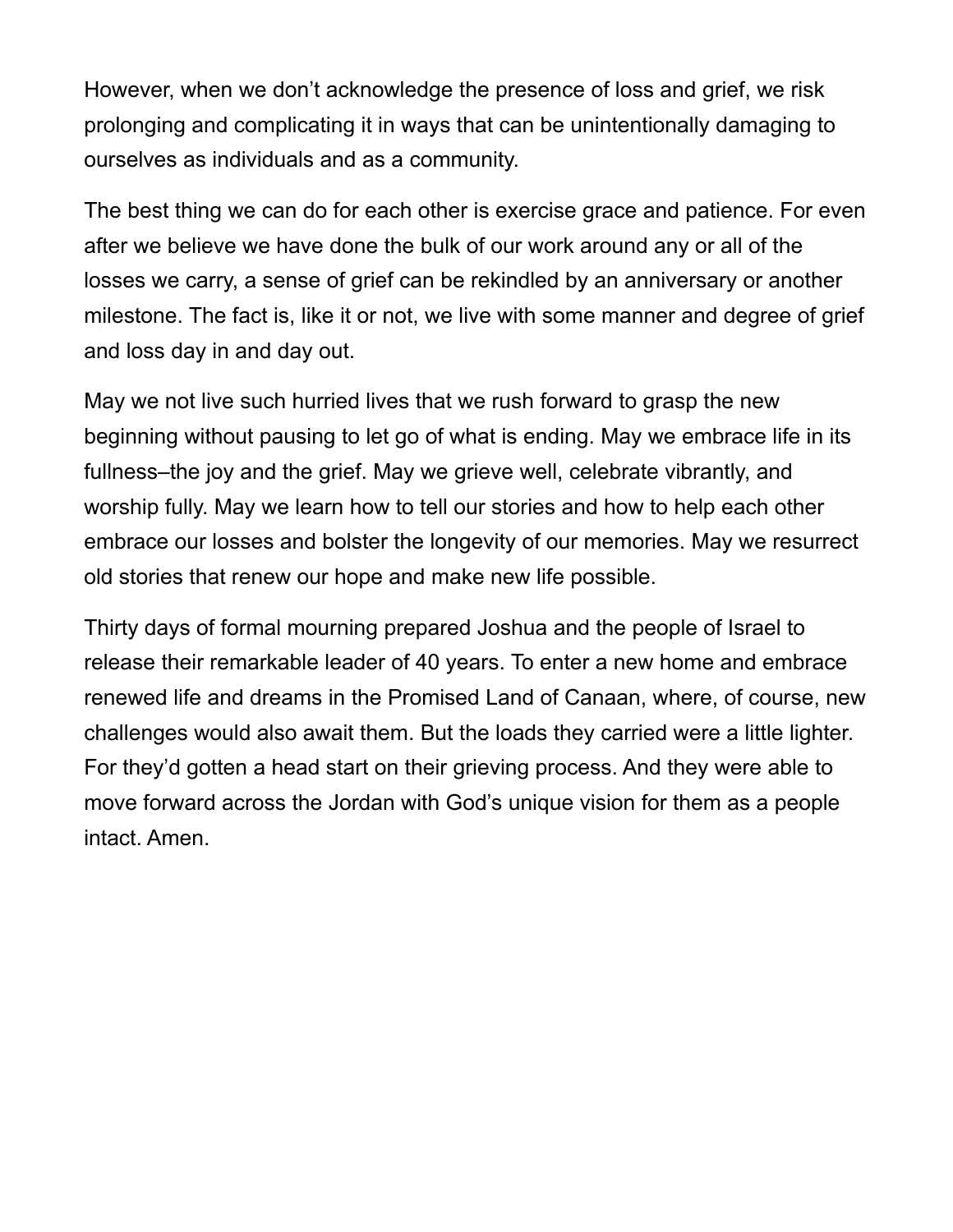However, when we don't acknowledge the presence of loss and grief, we risk prolonging and complicating it in ways that can be unintentionally damaging to ourselves as individuals and as a community.

The best thing we can do for each other is exercise grace and patience. For even after we believe we have done the bulk of our work around any or all of the losses we carry, a sense of grief can be rekindled by an anniversary or another milestone. The fact is, like it or not, we live with some manner and degree of grief and loss day in and day out.

May we not live such hurried lives that we rush forward to grasp the new beginning without pausing to let go of what is ending. May we embrace life in its fullness–the joy and the grief. May we grieve well, celebrate vibrantly, and worship fully. May we learn how to tell our stories and how to help each other embrace our losses and bolster the longevity of our memories. May we resurrect old stories that renew our hope and make new life possible.

Thirty days of formal mourning prepared Joshua and the people of Israel to release their remarkable leader of 40 years. To enter a new home and embrace renewed life and dreams in the Promised Land of Canaan, where, of course, new challenges would also await them. But the loads they carried were a little lighter. For they'd gotten a head start on their grieving process. And they were able to move forward across the Jordan with God's unique vision for them as a people intact. Amen.